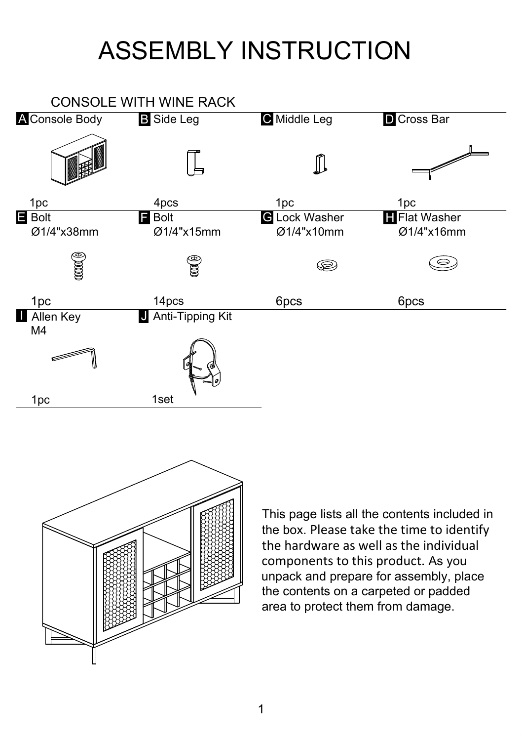# ASSEMBLY INSTRUCTION

## CONSOLE WITH WINE RACK

| Part | Description | Size | Quantity |
| --- | --- | --- | --- |
| A | Console Body | | 1pc |
| B | Side Leg | | 4pcs |
| C | Middle Leg | | 1pc |
| D | Cross Bar | | 1pc |
| E | Bolt | Ø1/4"x38mm | 1pc |
| F | Bolt | Ø1/4"x15mm | 14pcs |
| G | Lock Washer | Ø1/4"x10mm | 6pcs |
| H | Flat Washer | Ø1/4"x16mm | 6pcs |
| I | Allen Key | M4 | 1pc |
| J | Anti-Tipping Kit | | 1set |

This page lists all the contents included in the box. Please take the time to identify the hardware as well as the individual components to this product. As you unpack and prepare for assembly, place the contents on a carpeted or padded area to protect them from damage.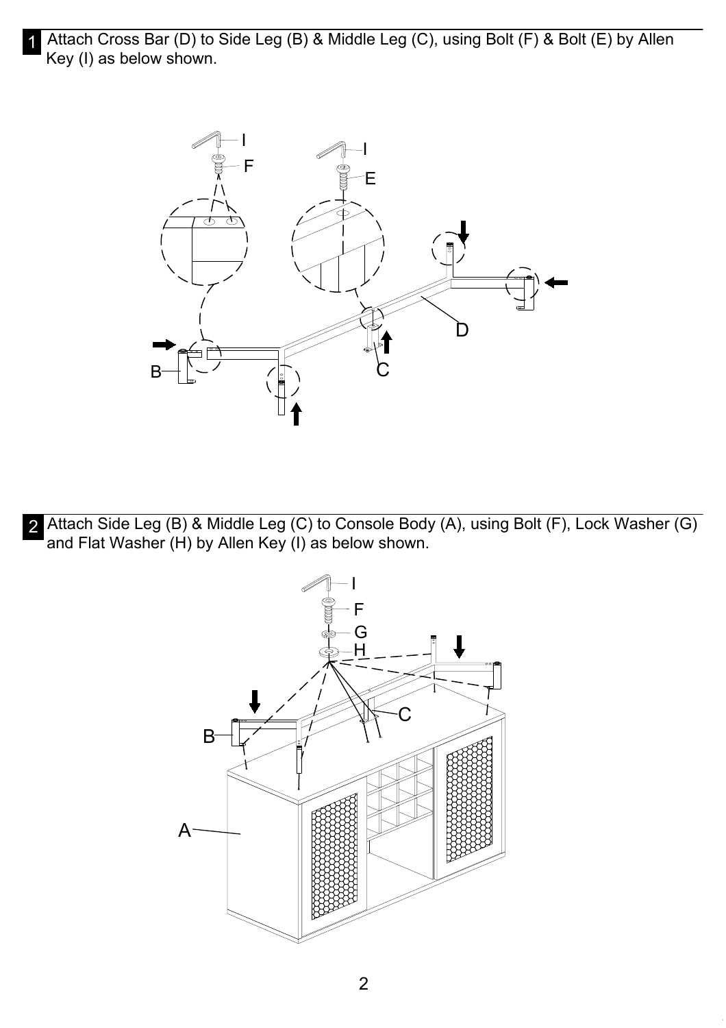**1** Attach Cross Bar (D) to Side Leg (B) & Middle Leg (C), using Bolt (F) & Bolt (E) by Allen Key (I) as below shown.

**2** Attach Side Leg (B) & Middle Leg (C) to Console Body (A), using Bolt (F), Lock Washer (G) and Flat Washer (H) by Allen Key (I) as below shown.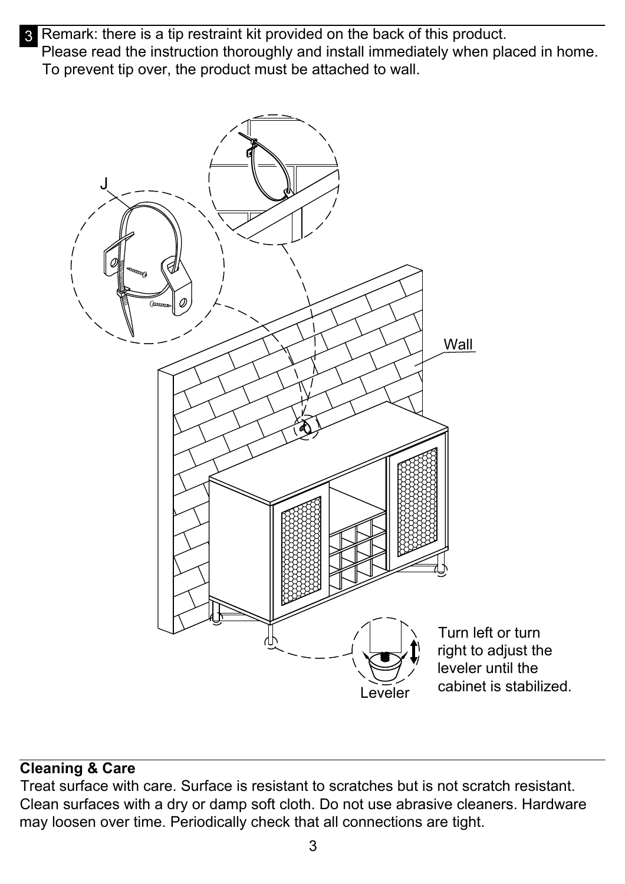**3** Remark: there is a tip restraint kit provided on the back of this product. Please read the instruction thoroughly and install immediately when placed in home. To prevent tip over, the product must be attached to wall.

J

Wall

Leveler

Turn left or turn right to adjust the leveler until the cabinet is stabilized.

## Cleaning & Care

Treat surface with care. Surface is resistant to scratches but is not scratch resistant. Clean surfaces with a dry or damp soft cloth. Do not use abrasive cleaners. Hardware may loosen over time. Periodically check that all connections are tight.